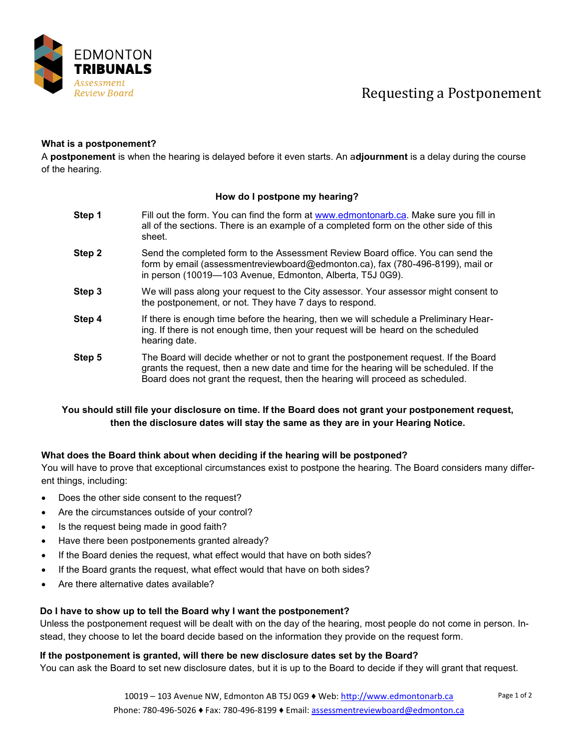EDMONTON **TRIBUNALS**
*Assessment Review Board*

# Requesting a Postponement

**What is a postponement?**

A **postponement** is when the hearing is delayed before it even starts. An a**djournment** is a delay during the course of the hearing.

**How do I postpone my hearing?**

**Step 1** Fill out the form. You can find the form at www.edmontonarb.ca. Make sure you fill in all of the sections. There is an example of a completed form on the other side of this sheet.

**Step 2** Send the completed form to the Assessment Review Board office. You can send the form by email (assessmentreviewboard@edmonton.ca), fax (780-496-8199), mail or in person (10019—103 Avenue, Edmonton, Alberta, T5J 0G9).

**Step 3** We will pass along your request to the City assessor. Your assessor might consent to the postponement, or not. They have 7 days to respond.

**Step 4** If there is enough time before the hearing, then we will schedule a Preliminary Hearing. If there is not enough time, then your request will be heard on the scheduled hearing date.

**Step 5** The Board will decide whether or not to grant the postponement request. If the Board grants the request, then a new date and time for the hearing will be scheduled. If the Board does not grant the request, then the hearing will proceed as scheduled.

**You should still file your disclosure on time. If the Board does not grant your postponement request, then the disclosure dates will stay the same as they are in your Hearing Notice.**

**What does the Board think about when deciding if the hearing will be postponed?**

You will have to prove that exceptional circumstances exist to postpone the hearing. The Board considers many different things, including:

- Does the other side consent to the request?
- Are the circumstances outside of your control?
- Is the request being made in good faith?
- Have there been postponements granted already?
- If the Board denies the request, what effect would that have on both sides?
- If the Board grants the request, what effect would that have on both sides?
- Are there alternative dates available?

**Do I have to show up to tell the Board why I want the postponement?**

Unless the postponement request will be dealt with on the day of the hearing, most people do not come in person. Instead, they choose to let the board decide based on the information they provide on the request form.

**If the postponement is granted, will there be new disclosure dates set by the Board?**

You can ask the Board to set new disclosure dates, but it is up to the Board to decide if they will grant that request.

10019 – 103 Avenue NW, Edmonton AB T5J 0G9 ♦ Web: http://www.edmontonarb.ca
Phone: 780-496-5026 ♦ Fax: 780-496-8199 ♦ Email: assessmentreviewboard@edmonton.ca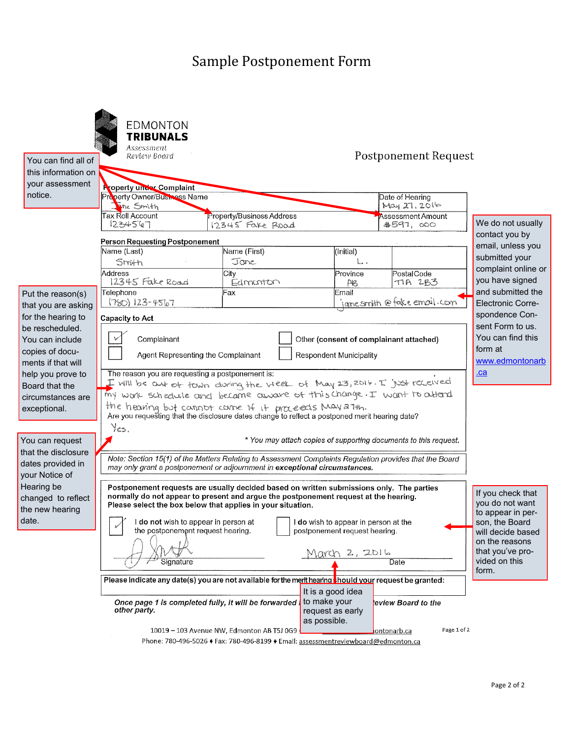# Sample Postponement Form

EDMONTON **TRIBUNALS**
*Assessment Review Board*

## Postponement Request

> You can find all of this information on your assessment notice.

**Property under Complaint**

| Property Owner/Business Name | | Date of Hearing |
|---|---|---|
| Jane Smith | | May 27, 2016 |
| **Tax Roll Account** | **Property/Business Address** | **Assessment Amount** |
| 1234567 | 12345 Fake Road | $597, 000 |

**Person Requesting Postponement**

| Name (Last) | Name (First) | (Initial) | |
|---|---|---|---|
| Smith | Jane | L. | |
| **Address** | **City** | **Province** | **Postal Code** |
| 12345 Fake Road | Edmonton | AB | T1A 2B3 |
| **Telephone** | **Fax** | **Email** | |
| (780) 123-4567 | | janesmith@fakeemail.com | |

> We do not usually contact you by email, unless you submitted your complaint online or you have signed and submitted the Electronic Correspondence Consent Form to us. You can find this form at www.edmontonarb.ca

**Capacity to Act**

- [x] Complainant
- [ ] Agent Representing the Complainant
- [ ] Other **(consent of complainant attached)**
- [ ] Respondent Municipality

The reason you are requesting a postponement is:

I will be out of town during the week of May 23, 2016. I just received my work schedule and became aware of this change. I want to attend the hearing but cannot come if it proceeds May 27th.

> Put the reason(s) that you are asking for the hearing to be rescheduled. You can include copies of documents that will help you prove to Board that the circumstances are exceptional.

Are you requesting that the disclosure dates change to reflect a postponed merit hearing date?

Yes.

> You can request that the disclosure dates provided in your Notice of Hearing be changed to reflect the new hearing date.

*\* You may attach copies of supporting documents to this request.*

*Note: Section 15(1) of the Matters Relating to Assessment Complaints Regulation provides that the Board may only grant a postponement or adjournment in **exceptional circumstances.***

**Postponement requests are usually decided based on written submissions only. The parties normally do not appear to present and argue the postponement request at the hearing. Please select the box below that applies in your situation.**

- [x] I **do not** wish to appear in person at the postponement request hearing.
- [ ] I **do** wish to appear in person at the postponement request hearing.

> If you check that you do not want to appear in person, the Board will decide based on the reasons that you've provided on this form.

Signature: J Smith  Date: March 2, 2016

> It is a good idea to make your request as early as possible.

**Please indicate any date(s) you are not available for the merit hearing should your request be granted:**

***Once page 1 is completed fully, it will be forwarded by the Assessment Review Board to the other party.***

10019 – 103 Avenue NW, Edmonton AB T5J 0G9 ♦ www.edmontonarb.ca
Phone: 780-496-5026 ♦ Fax: 780-496-8199 ♦ Email: assessmentreviewboard@edmonton.ca